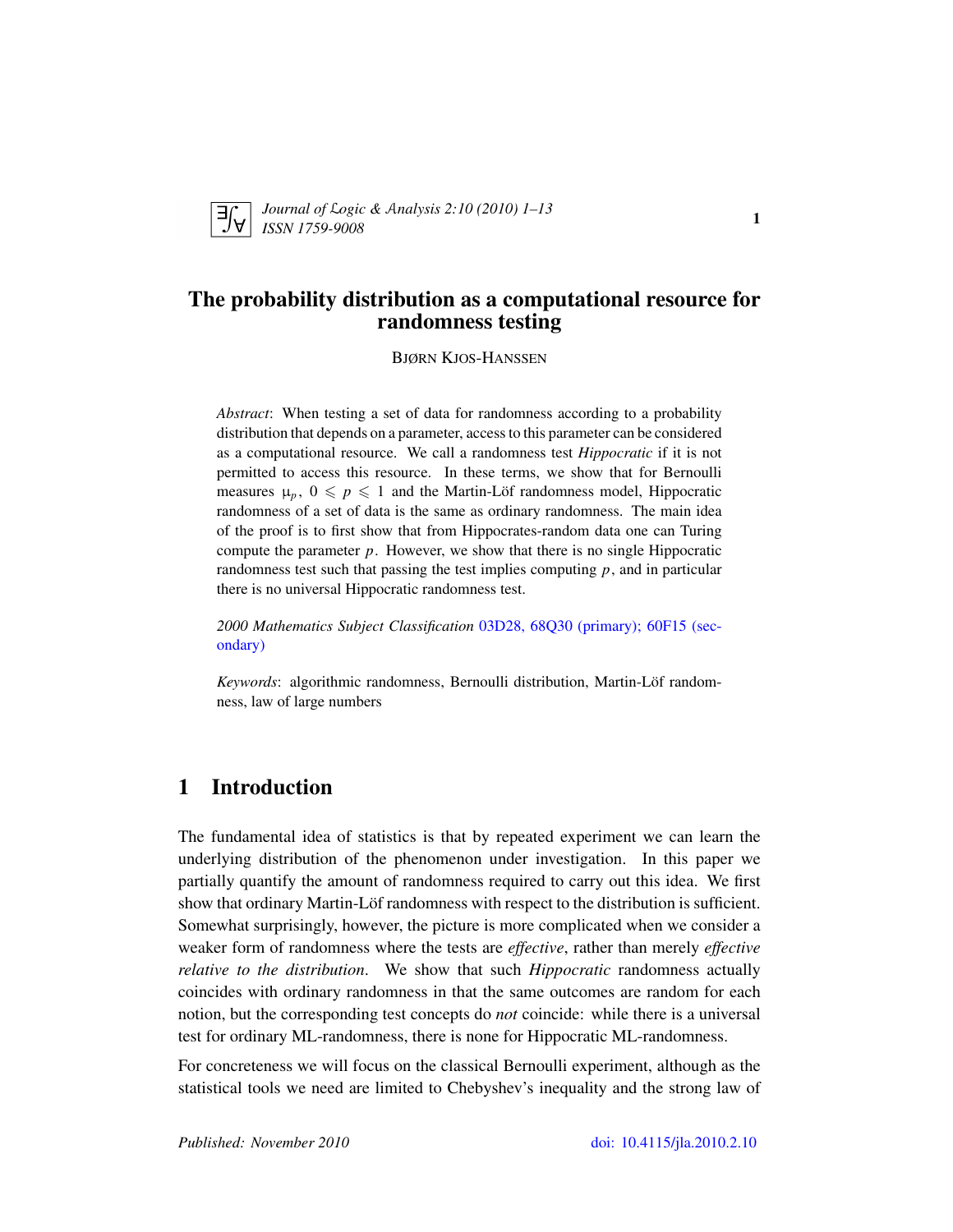# The probability distribution as a computational resource for randomness testing

BJØRN KJOS-HANSSEN

*Abstract*: When testing a set of data for randomness according to a probability distribution that depends on a parameter, access to this parameter can be considered as a computational resource. We call a randomness test *Hippocratic* if it is not permitted to access this resource. In these terms, we show that for Bernoulli measures $\mu_p$, $0 \leqslant p \leqslant 1$ and the Martin-Löf randomness model, Hippocratic randomness of a set of data is the same as ordinary randomness. The main idea of the proof is to first show that from Hippocrates-random data one can Turing compute the parameter $p$. However, we show that there is no single Hippocratic randomness test such that passing the test implies computing $p$, and in particular there is no universal Hippocratic randomness test.

*2000 Mathematics Subject Classification* 03D28, 68Q30 (primary); 60F15 (secondary)

*Keywords*: algorithmic randomness, Bernoulli distribution, Martin-Löf randomness, law of large numbers

## 1 Introduction

The fundamental idea of statistics is that by repeated experiment we can learn the underlying distribution of the phenomenon under investigation. In this paper we partially quantify the amount of randomness required to carry out this idea. We first show that ordinary Martin-Löf randomness with respect to the distribution is sufficient. Somewhat surprisingly, however, the picture is more complicated when we consider a weaker form of randomness where the tests are *effective*, rather than merely *effective relative to the distribution*. We show that such *Hippocratic* randomness actually coincides with ordinary randomness in that the same outcomes are random for each notion, but the corresponding test concepts do *not* coincide: while there is a universal test for ordinary ML-randomness, there is none for Hippocratic ML-randomness.

For concreteness we will focus on the classical Bernoulli experiment, although as the statistical tools we need are limited to Chebyshev's inequality and the strong law of

Published: November 2010 doi: 10.4115/jla.2010.2.10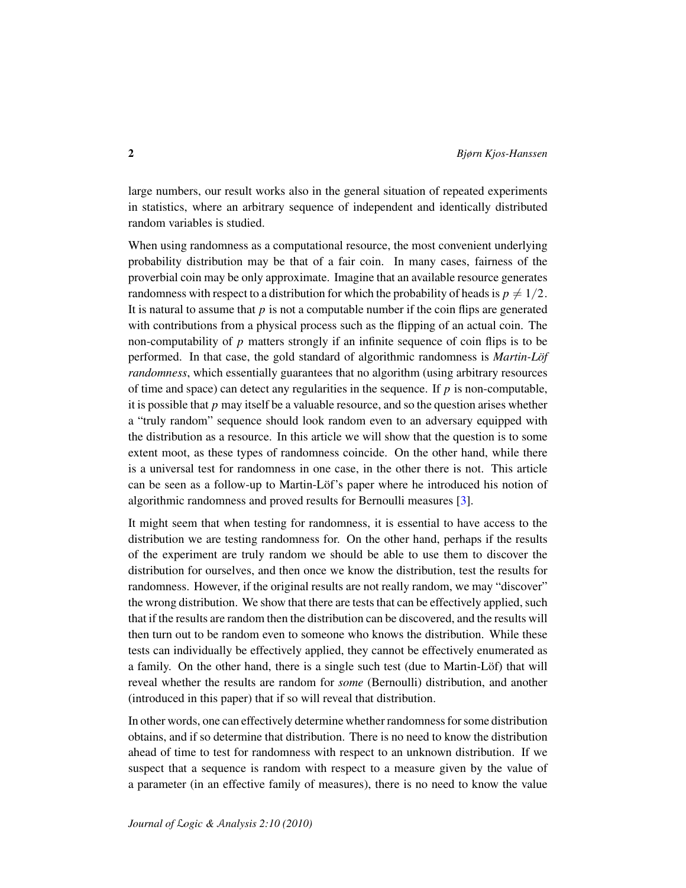large numbers, our result works also in the general situation of repeated experiments in statistics, where an arbitrary sequence of independent and identically distributed random variables is studied.

When using randomness as a computational resource, the most convenient underlying probability distribution may be that of a fair coin. In many cases, fairness of the proverbial coin may be only approximate. Imagine that an available resource generates randomness with respect to a distribution for which the probability of heads is $p \neq 1/2$. It is natural to assume that $p$ is not a computable number if the coin flips are generated with contributions from a physical process such as the flipping of an actual coin. The non-computability of $p$ matters strongly if an infinite sequence of coin flips is to be performed. In that case, the gold standard of algorithmic randomness is *Martin-Löf randomness*, which essentially guarantees that no algorithm (using arbitrary resources of time and space) can detect any regularities in the sequence. If $p$ is non-computable, it is possible that $p$ may itself be a valuable resource, and so the question arises whether a "truly random" sequence should look random even to an adversary equipped with the distribution as a resource. In this article we will show that the question is to some extent moot, as these types of randomness coincide. On the other hand, while there is a universal test for randomness in one case, in the other there is not. This article can be seen as a follow-up to Martin-Löf's paper where he introduced his notion of algorithmic randomness and proved results for Bernoulli measures [3].

It might seem that when testing for randomness, it is essential to have access to the distribution we are testing randomness for. On the other hand, perhaps if the results of the experiment are truly random we should be able to use them to discover the distribution for ourselves, and then once we know the distribution, test the results for randomness. However, if the original results are not really random, we may "discover" the wrong distribution. We show that there are tests that can be effectively applied, such that if the results are random then the distribution can be discovered, and the results will then turn out to be random even to someone who knows the distribution. While these tests can individually be effectively applied, they cannot be effectively enumerated as a family. On the other hand, there is a single such test (due to Martin-Löf) that will reveal whether the results are random for *some* (Bernoulli) distribution, and another (introduced in this paper) that if so will reveal that distribution.

In other words, one can effectively determine whether randomness for some distribution obtains, and if so determine that distribution. There is no need to know the distribution ahead of time to test for randomness with respect to an unknown distribution. If we suspect that a sequence is random with respect to a measure given by the value of a parameter (in an effective family of measures), there is no need to know the value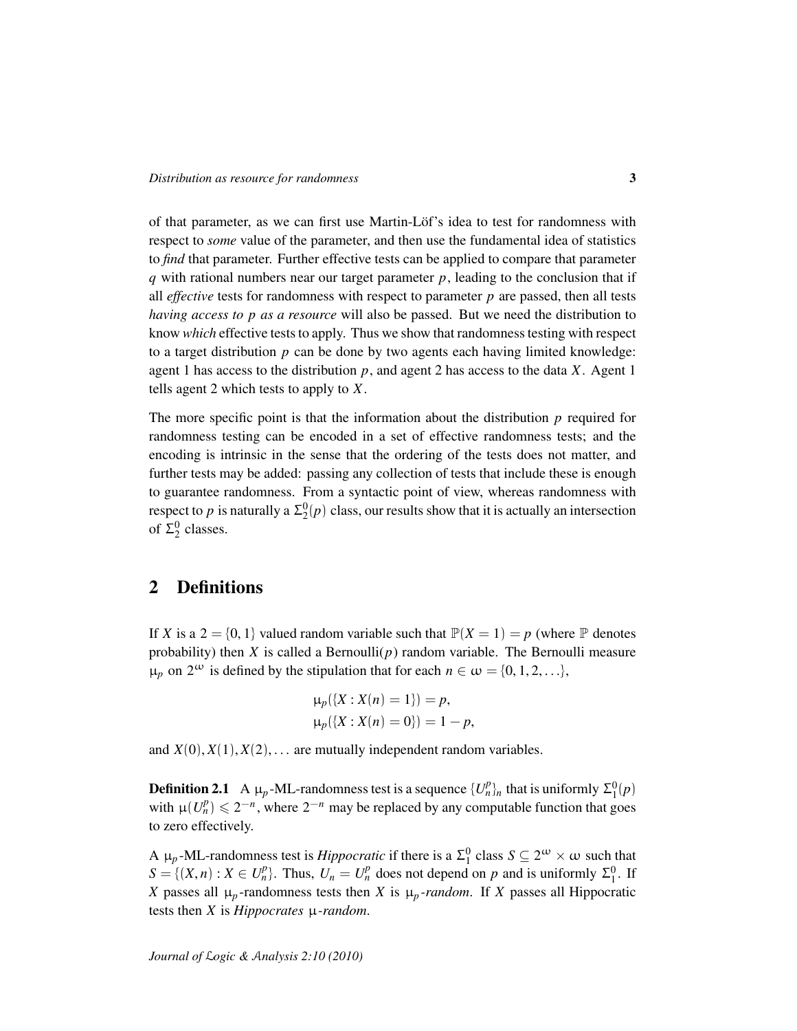of that parameter, as we can first use Martin-Löf's idea to test for randomness with respect to *some* value of the parameter, and then use the fundamental idea of statistics to *find* that parameter. Further effective tests can be applied to compare that parameter $q$ with rational numbers near our target parameter $p$, leading to the conclusion that if all *effective* tests for randomness with respect to parameter $p$ are passed, then all tests *having access to $p$ as a resource* will also be passed. But we need the distribution to know *which* effective tests to apply. Thus we show that randomness testing with respect to a target distribution $p$ can be done by two agents each having limited knowledge: agent 1 has access to the distribution $p$, and agent 2 has access to the data $X$. Agent 1 tells agent 2 which tests to apply to $X$.

The more specific point is that the information about the distribution $p$ required for randomness testing can be encoded in a set of effective randomness tests; and the encoding is intrinsic in the sense that the ordering of the tests does not matter, and further tests may be added: passing any collection of tests that include these is enough to guarantee randomness. From a syntactic point of view, whereas randomness with respect to $p$ is naturally a $\Sigma^0_2(p)$ class, our results show that it is actually an intersection of $\Sigma^0_2$ classes.

## 2 Definitions

If $X$ is a $2 = \{0, 1\}$ valued random variable such that $\mathbb{P}(X = 1) = p$ (where $\mathbb{P}$ denotes probability) then $X$ is called a Bernoulli($p$) random variable. The Bernoulli measure $\mu_p$ on $2^\omega$ is defined by the stipulation that for each $n \in \omega = \{0, 1, 2, \ldots\}$,

$$\mu_p(\{X : X(n) = 1\}) = p,$$
$$\mu_p(\{X : X(n) = 0\}) = 1 - p,$$

and $X(0), X(1), X(2), \ldots$ are mutually independent random variables.

**Definition 2.1** A $\mu_p$-ML-randomness test is a sequence $\{U^p_n\}_n$ that is uniformly $\Sigma^0_1(p)$ with $\mu(U^p_n) \leqslant 2^{-n}$, where $2^{-n}$ may be replaced by any computable function that goes to zero effectively.

A $\mu_p$-ML-randomness test is *Hippocratic* if there is a $\Sigma^0_1$ class $S \subseteq 2^\omega \times \omega$ such that $S = \{(X, n) : X \in U^p_n\}$. Thus, $U_n = U^p_n$ does not depend on $p$ and is uniformly $\Sigma^0_1$. If $X$ passes all $\mu_p$-randomness tests then $X$ is *$\mu_p$-random*. If $X$ passes all Hippocratic tests then $X$ is *Hippocrates $\mu$-random*.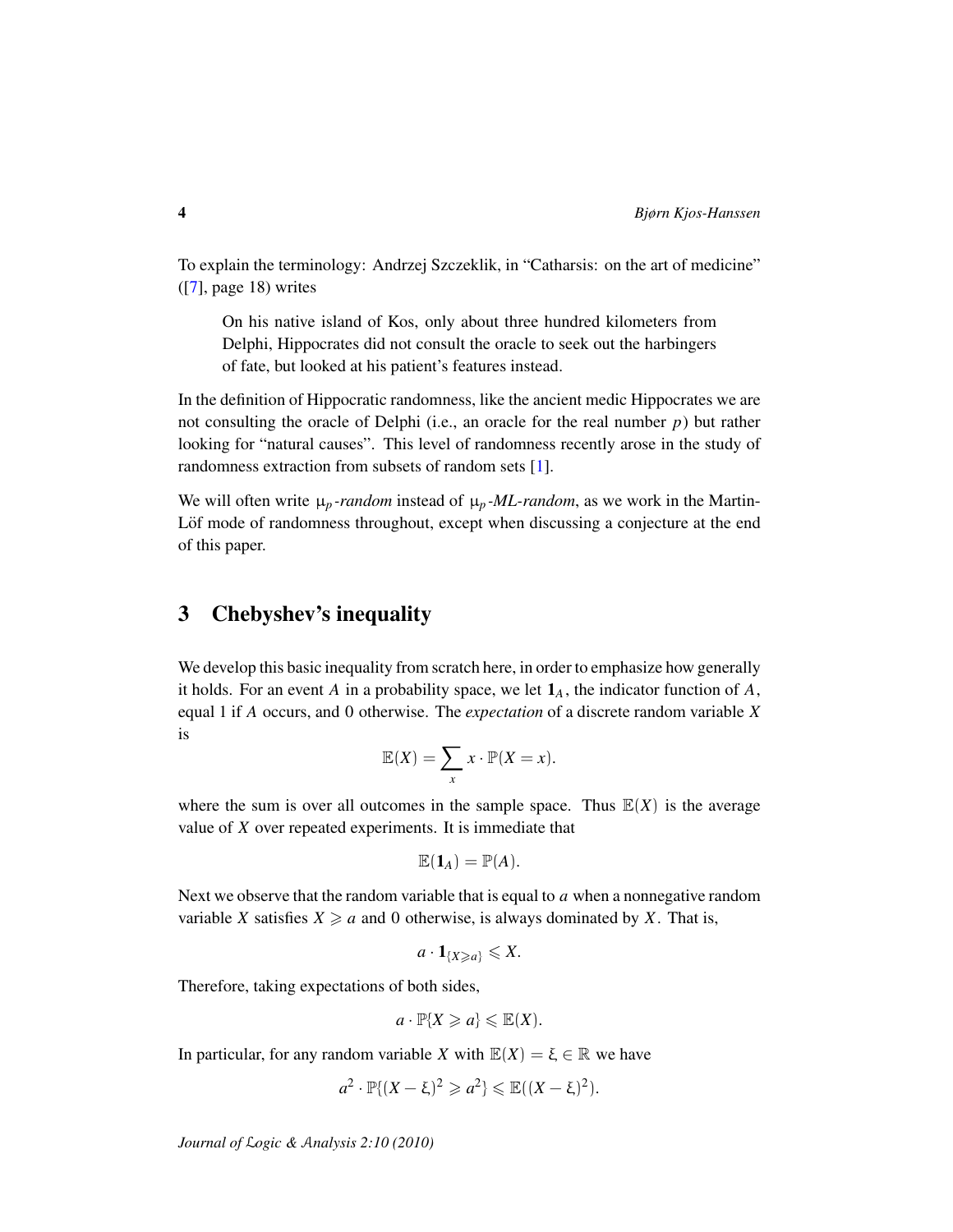To explain the terminology: Andrzej Szczeklik, in "Catharsis: on the art of medicine" ([7], page 18) writes

> On his native island of Kos, only about three hundred kilometers from Delphi, Hippocrates did not consult the oracle to seek out the harbingers of fate, but looked at his patient's features instead.

In the definition of Hippocratic randomness, like the ancient medic Hippocrates we are not consulting the oracle of Delphi (i.e., an oracle for the real number $p$) but rather looking for "natural causes". This level of randomness recently arose in the study of randomness extraction from subsets of random sets [1].

We will often write *$\mu_p$-random* instead of *$\mu_p$-ML-random*, as we work in the Martin-Löf mode of randomness throughout, except when discussing a conjecture at the end of this paper.

## 3 Chebyshev's inequality

We develop this basic inequality from scratch here, in order to emphasize how generally it holds. For an event $A$ in a probability space, we let $\mathbf{1}_A$, the indicator function of $A$, equal 1 if $A$ occurs, and 0 otherwise. The *expectation* of a discrete random variable $X$ is

$$\mathbb{E}(X) = \sum_x x \cdot \mathbb{P}(X = x).$$

where the sum is over all outcomes in the sample space. Thus $\mathbb{E}(X)$ is the average value of $X$ over repeated experiments. It is immediate that

$$\mathbb{E}(\mathbf{1}_A) = \mathbb{P}(A).$$

Next we observe that the random variable that is equal to $a$ when a nonnegative random variable $X$ satisfies $X \geqslant a$ and 0 otherwise, is always dominated by $X$. That is,

$$a \cdot \mathbf{1}_{\{X \geqslant a\}} \leqslant X.$$

Therefore, taking expectations of both sides,

$$a \cdot \mathbb{P}\{X \geqslant a\} \leqslant \mathbb{E}(X).$$

In particular, for any random variable $X$ with $\mathbb{E}(X) = \xi \in \mathbb{R}$ we have

$$a^2 \cdot \mathbb{P}\{(X - \xi)^2 \geqslant a^2\} \leqslant \mathbb{E}((X - \xi)^2).$$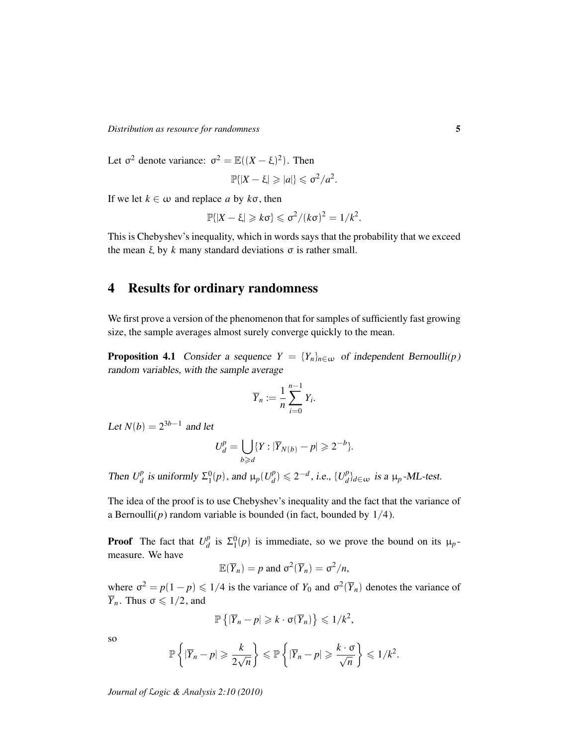Let $\sigma^2$ denote variance: $\sigma^2 = \mathbb{E}((X-\xi)^2)$. Then

$$\mathbb{P}\{|X-\xi| \geqslant |a|\} \leqslant \sigma^2/a^2.$$

If we let $k \in \omega$ and replace $a$ by $k\sigma$, then

$$\mathbb{P}\{|X-\xi| \geqslant k\sigma\} \leqslant \sigma^2/(k\sigma)^2 = 1/k^2.$$

This is Chebyshev's inequality, which in words says that the probability that we exceed the mean $\xi$ by $k$ many standard deviations $\sigma$ is rather small.

## 4 Results for ordinary randomness

We first prove a version of the phenomenon that for samples of sufficiently fast growing size, the sample averages almost surely converge quickly to the mean.

**Proposition 4.1** *Consider a sequence $Y = \{Y_n\}_{n\in\omega}$ of independent Bernoulli($p$) random variables, with the sample average*

$$\overline{Y}_n := \frac{1}{n}\sum_{i=0}^{n-1} Y_i.$$

*Let $N(b) = 2^{3b-1}$ and let*

$$U_d^p = \bigcup_{b\geqslant d} \{Y : |\overline{Y}_{N(b)} - p| \geqslant 2^{-b}\}.$$

*Then $U_d^p$ is uniformly $\Sigma_1^0(p)$, and $\mu_p(U_d^p) \leqslant 2^{-d}$, i.e., $\{U_d^p\}_{d\in\omega}$ is a $\mu_p$-ML-test.*

The idea of the proof is to use Chebyshev's inequality and the fact that the variance of a Bernoulli($p$) random variable is bounded (in fact, bounded by $1/4$).

**Proof** The fact that $U_d^p$ is $\Sigma_1^0(p)$ is immediate, so we prove the bound on its $\mu_p$-measure. We have

$$\mathbb{E}(\overline{Y}_n) = p \text{ and } \sigma^2(\overline{Y}_n) = \sigma^2/n,$$

where $\sigma^2 = p(1-p) \leqslant 1/4$ is the variance of $Y_0$ and $\sigma^2(\overline{Y}_n)$ denotes the variance of $\overline{Y}_n$. Thus $\sigma \leqslant 1/2$, and

$$\mathbb{P}\left\{|\overline{Y}_n - p| \geqslant k \cdot \sigma(\overline{Y}_n)\right\} \leqslant 1/k^2,$$

so

$$\mathbb{P}\left\{|\overline{Y}_n - p| \geqslant \frac{k}{2\sqrt{n}}\right\} \leqslant \mathbb{P}\left\{|\overline{Y}_n - p| \geqslant \frac{k\cdot\sigma}{\sqrt{n}}\right\} \leqslant 1/k^2.$$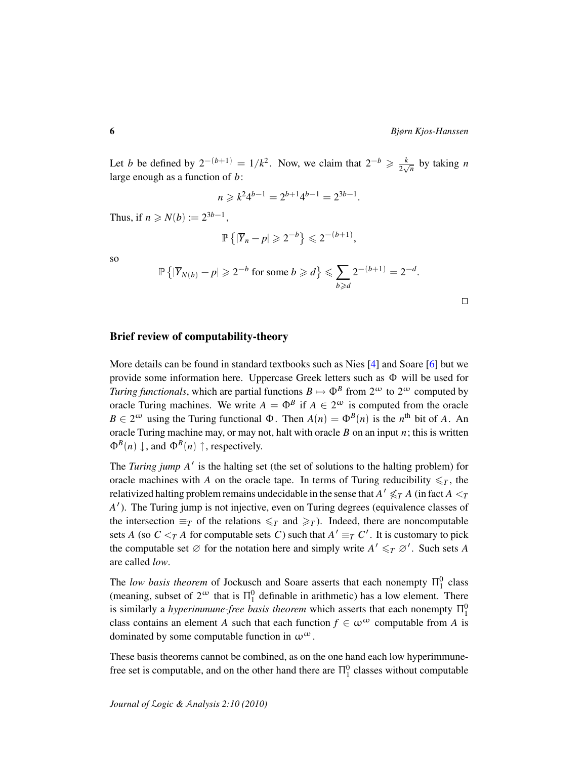Let $b$ be defined by $2^{-(b+1)} = 1/k^2$. Now, we claim that $2^{-b} \geqslant \frac{k}{2\sqrt{n}}$ by taking $n$ large enough as a function of $b$:

$$n \geqslant k^2 4^{b-1} = 2^{b+1} 4^{b-1} = 2^{3b-1}.$$

Thus, if $n \geqslant N(b) := 2^{3b-1}$,

$$\mathbb{P}\left\{|\overline{Y}_n - p| \geqslant 2^{-b}\right\} \leqslant 2^{-(b+1)},$$

so

$$\mathbb{P}\left\{|\overline{Y}_{N(b)} - p| \geqslant 2^{-b} \text{ for some } b \geqslant d\right\} \leqslant \sum_{b \geqslant d} 2^{-(b+1)} = 2^{-d}.$$

□

## Brief review of computability-theory

More details can be found in standard textbooks such as Nies [4] and Soare [6] but we provide some information here. Uppercase Greek letters such as $\Phi$ will be used for *Turing functionals*, which are partial functions $B \mapsto \Phi^B$ from $2^\omega$ to $2^\omega$ computed by oracle Turing machines. We write $A = \Phi^B$ if $A \in 2^\omega$ is computed from the oracle $B \in 2^\omega$ using the Turing functional $\Phi$. Then $A(n) = \Phi^B(n)$ is the $n^{\text{th}}$ bit of $A$. An oracle Turing machine may, or may not, halt with oracle $B$ on an input $n$; this is written $\Phi^B(n)\downarrow$, and $\Phi^B(n)\uparrow$, respectively.

The *Turing jump* $A'$ is the halting set (the set of solutions to the halting problem) for oracle machines with $A$ on the oracle tape. In terms of Turing reducibility $\leqslant_T$, the relativized halting problem remains undecidable in the sense that $A' \not\leqslant_T A$ (in fact $A <_T A'$). The Turing jump is not injective, even on Turing degrees (equivalence classes of the intersection $\equiv_T$ of the relations $\leqslant_T$ and $\geqslant_T$). Indeed, there are noncomputable sets $A$ (so $C <_T A$ for computable sets $C$) such that $A' \equiv_T C'$. It is customary to pick the computable set $\varnothing$ for the notation here and simply write $A' \leqslant_T \varnothing'$. Such sets $A$ are called *low*.

The *low basis theorem* of Jockusch and Soare asserts that each nonempty $\Pi^0_1$ class (meaning, subset of $2^\omega$ that is $\Pi^0_1$ definable in arithmetic) has a low element. There is similarly a *hyperimmune-free basis theorem* which asserts that each nonempty $\Pi^0_1$ class contains an element $A$ such that each function $f \in \omega^\omega$ computable from $A$ is dominated by some computable function in $\omega^\omega$.

These basis theorems cannot be combined, as on the one hand each low hyperimmune-free set is computable, and on the other hand there are $\Pi^0_1$ classes without computable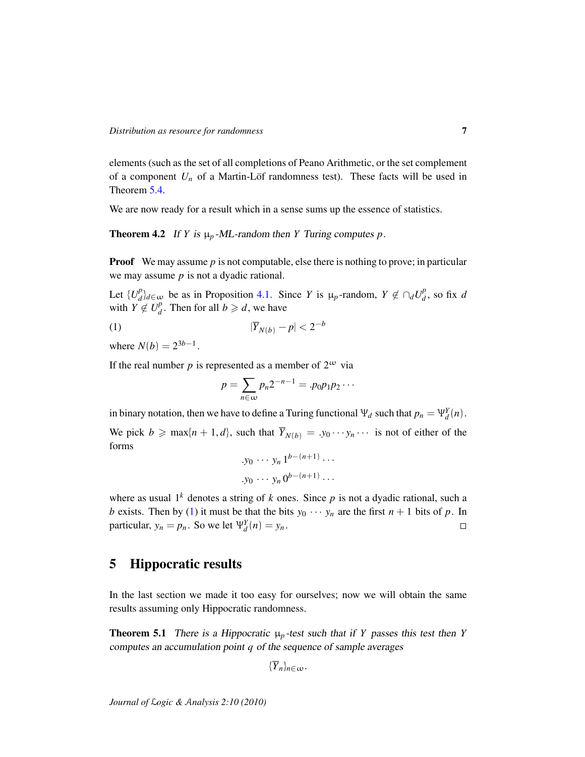elements (such as the set of all completions of Peano Arithmetic, or the set complement of a component $U_n$ of a Martin-Löf randomness test). These facts will be used in Theorem 5.4.

We are now ready for a result which in a sense sums up the essence of statistics.

**Theorem 4.2** *If $Y$ is $\mu_p$-ML-random then $Y$ Turing computes $p$.*

**Proof** We may assume $p$ is not computable, else there is nothing to prove; in particular we may assume $p$ is not a dyadic rational.

Let $\{U_d^p\}_{d\in\omega}$ be as in Proposition 4.1. Since $Y$ is $\mu_p$-random, $Y \notin \cap_d U_d^p$, so fix $d$ with $Y \notin U_d^p$. Then for all $b \geqslant d$, we have

$$|\overline{Y}_{N(b)} - p| < 2^{-b} \tag{1}$$

where $N(b) = 2^{3b-1}$.

If the real number $p$ is represented as a member of $2^\omega$ via

$$p = \sum_{n\in\omega} p_n 2^{-n-1} = .p_0p_1p_2\cdots$$

in binary notation, then we have to define a Turing functional $\Psi_d$ such that $p_n = \Psi_d^Y(n)$.

We pick $b \geqslant \max\{n+1, d\}$, such that $\overline{Y}_{N(b)} = .y_0 \cdots y_n \cdots$ is not of either of the forms

$$.y_0 \,\cdots\, y_n \, 1^{b-(n+1)} \ldots$$
$$.y_0 \,\cdots\, y_n \, 0^{b-(n+1)} \ldots$$

where as usual $1^k$ denotes a string of $k$ ones. Since $p$ is not a dyadic rational, such a $b$ exists. Then by (1) it must be that the bits $y_0 \,\cdots\, y_n$ are the first $n+1$ bits of $p$. In particular, $y_n = p_n$. So we let $\Psi_d^Y(n) = y_n$. □

## 5 Hippocratic results

In the last section we made it too easy for ourselves; now we will obtain the same results assuming only Hippocratic randomness.

**Theorem 5.1** *There is a Hippocratic $\mu_p$-test such that if $Y$ passes this test then $Y$ computes an accumulation point $q$ of the sequence of sample averages*

$$\{\overline{Y}_n\}_{n\in\omega}.$$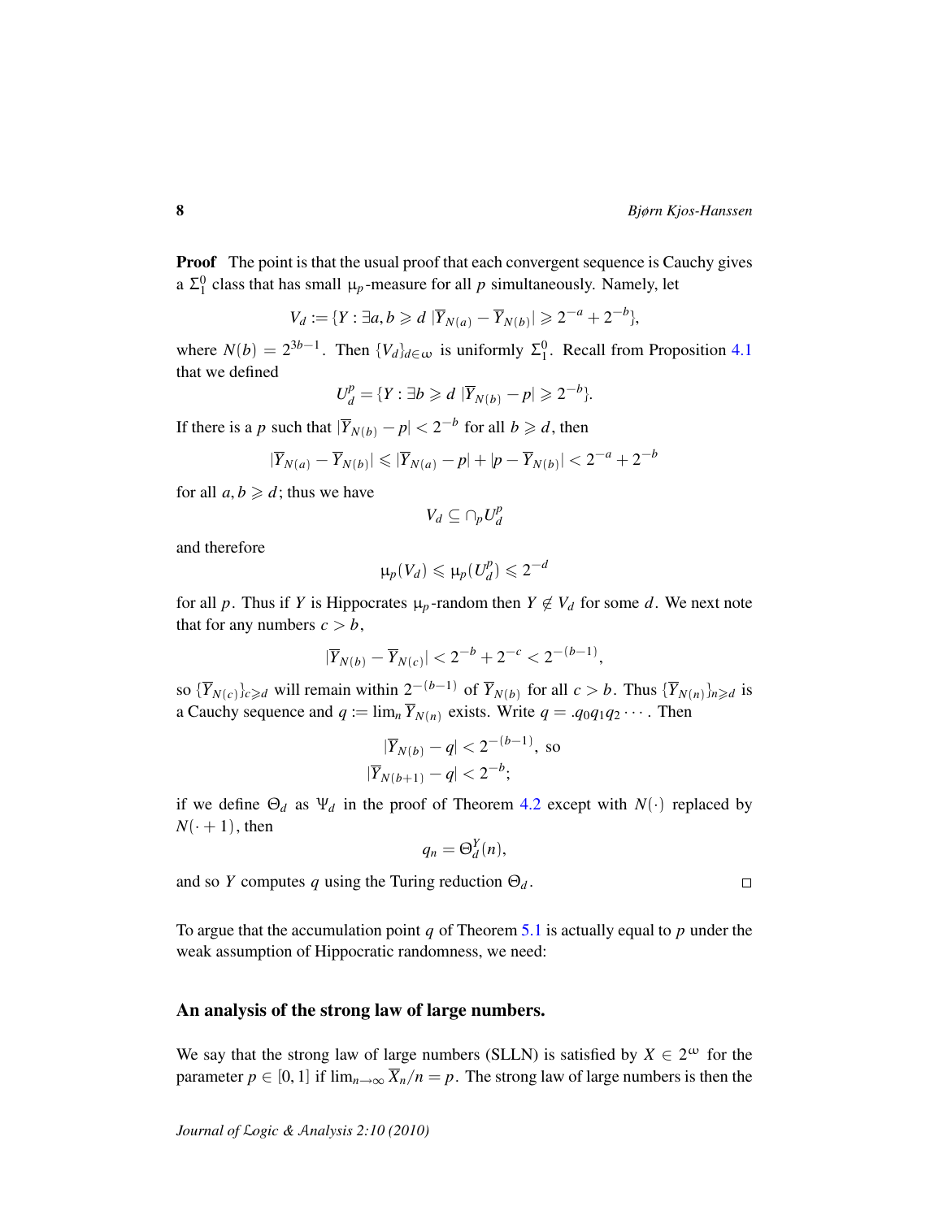**Proof** The point is that the usual proof that each convergent sequence is Cauchy gives a $\Sigma^0_1$ class that has small $\mu_p$-measure for all $p$ simultaneously. Namely, let

$$V_d := \{Y : \exists a, b \geqslant d \; |\overline{Y}_{N(a)} - \overline{Y}_{N(b)}| \geqslant 2^{-a} + 2^{-b}\},$$

where $N(b) = 2^{3b-1}$. Then $\{V_d\}_{d\in\omega}$ is uniformly $\Sigma^0_1$. Recall from Proposition 4.1 that we defined

$$U^p_d = \{Y : \exists b \geqslant d \; |\overline{Y}_{N(b)} - p| \geqslant 2^{-b}\}.$$

If there is a $p$ such that $|\overline{Y}_{N(b)} - p| < 2^{-b}$ for all $b \geqslant d$, then

$$|\overline{Y}_{N(a)} - \overline{Y}_{N(b)}| \leqslant |\overline{Y}_{N(a)} - p| + |p - \overline{Y}_{N(b)}| < 2^{-a} + 2^{-b}$$

for all $a, b \geqslant d$; thus we have

$$V_d \subseteq \cap_p U^p_d$$

and therefore

$$\mu_p(V_d) \leqslant \mu_p(U^p_d) \leqslant 2^{-d}$$

for all $p$. Thus if $Y$ is Hippocrates $\mu_p$-random then $Y \notin V_d$ for some $d$. We next note that for any numbers $c > b$,

$$|\overline{Y}_{N(b)} - \overline{Y}_{N(c)}| < 2^{-b} + 2^{-c} < 2^{-(b-1)},$$

so $\{\overline{Y}_{N(c)}\}_{c\geqslant d}$ will remain within $2^{-(b-1)}$ of $\overline{Y}_{N(b)}$ for all $c > b$. Thus $\{\overline{Y}_{N(n)}\}_{n\geqslant d}$ is a Cauchy sequence and $q := \lim_n \overline{Y}_{N(n)}$ exists. Write $q = .q_0q_1q_2\cdots$. Then

$$|\overline{Y}_{N(b)} - q| < 2^{-(b-1)}, \text{ so}$$
$$|\overline{Y}_{N(b+1)} - q| < 2^{-b};$$

if we define $\Theta_d$ as $\Psi_d$ in the proof of Theorem 4.2 except with $N(\cdot)$ replaced by $N(\cdot + 1)$, then

$$q_n = \Theta^Y_d(n),$$

and so $Y$ computes $q$ using the Turing reduction $\Theta_d$. □

To argue that the accumulation point $q$ of Theorem 5.1 is actually equal to $p$ under the weak assumption of Hippocratic randomness, we need:

## An analysis of the strong law of large numbers.

We say that the strong law of large numbers (SLLN) is satisfied by $X \in 2^\omega$ for the parameter $p \in [0,1]$ if $\lim_{n\to\infty} \overline{X}_n/n = p$. The strong law of large numbers is then the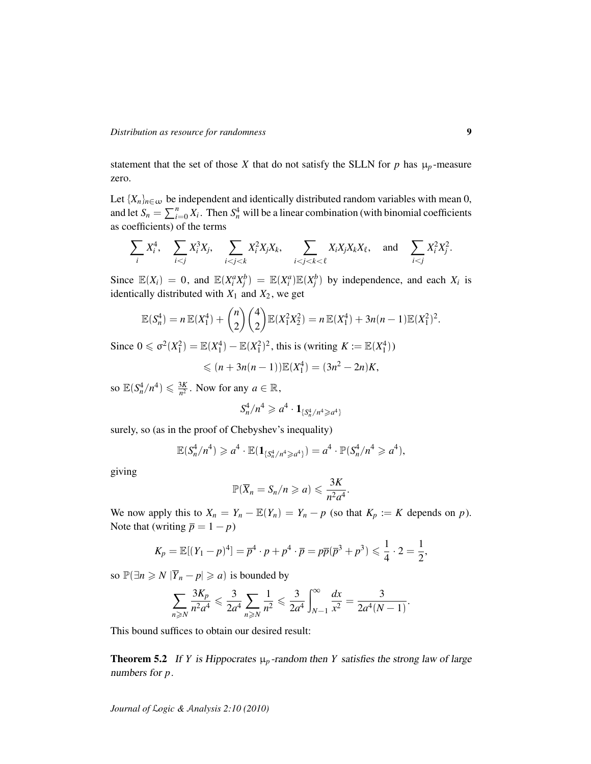statement that the set of those $X$ that do not satisfy the SLLN for $p$ has $\mu_p$-measure zero.

Let $\{X_n\}_{n\in\omega}$ be independent and identically distributed random variables with mean 0, and let $S_n = \sum_{i=0}^{n} X_i$. Then $S_n^4$ will be a linear combination (with binomial coefficients as coefficients) of the terms

$$\sum_i X_i^4, \quad \sum_{i<j} X_i^3 X_j, \quad \sum_{i<j<k} X_i^2 X_j X_k, \quad \sum_{i<j<k<\ell} X_i X_j X_k X_\ell, \quad \text{and} \quad \sum_{i<j} X_i^2 X_j^2.$$

Since $\mathbb{E}(X_i) = 0$, and $\mathbb{E}(X_i^a X_j^b) = \mathbb{E}(X_i^a)\mathbb{E}(X_j^b)$ by independence, and each $X_i$ is identically distributed with $X_1$ and $X_2$, we get

$$\mathbb{E}(S_n^4) = n\,\mathbb{E}(X_1^4) + \binom{n}{2}\binom{4}{2}\mathbb{E}(X_1^2 X_2^2) = n\,\mathbb{E}(X_1^4) + 3n(n-1)\mathbb{E}(X_1^2)^2.$$

Since $0 \leqslant \sigma^2(X_1^2) = \mathbb{E}(X_1^4) - \mathbb{E}(X_1^2)^2$, this is (writing $K := \mathbb{E}(X_1^4)$)

$$\leqslant (n + 3n(n-1))\mathbb{E}(X_1^4) = (3n^2 - 2n)K,$$

so $\mathbb{E}(S_n^4/n^4) \leqslant \frac{3K}{n^2}$. Now for any $a \in \mathbb{R}$,

$$S_n^4/n^4 \geqslant a^4 \cdot \mathbf{1}_{\{S_n^4/n^4 \geqslant a^4\}}$$

surely, so (as in the proof of Chebyshev's inequality)

$$\mathbb{E}(S_n^4/n^4) \geqslant a^4 \cdot \mathbb{E}(\mathbf{1}_{\{S_n^4/n^4 \geqslant a^4\}}) = a^4 \cdot \mathbb{P}(S_n^4/n^4 \geqslant a^4),$$

giving

$$\mathbb{P}(\overline{X}_n = S_n/n \geqslant a) \leqslant \frac{3K}{n^2 a^4}.$$

We now apply this to $X_n = Y_n - \mathbb{E}(Y_n) = Y_n - p$ (so that $K_p := K$ depends on $p$). Note that (writing $\overline{p} = 1 - p$)

$$K_p = \mathbb{E}[(Y_1 - p)^4] = \overline{p}^4 \cdot p + p^4 \cdot \overline{p} = p\overline{p}(\overline{p}^3 + p^3) \leqslant \frac{1}{4} \cdot 2 = \frac{1}{2},$$

so $\mathbb{P}(\exists n \geqslant N\ |\overline{Y}_n - p| \geqslant a)$ is bounded by

$$\sum_{n\geqslant N} \frac{3K_p}{n^2 a^4} \leqslant \frac{3}{2a^4} \sum_{n\geqslant N} \frac{1}{n^2} \leqslant \frac{3}{2a^4} \int_{N-1}^{\infty} \frac{dx}{x^2} = \frac{3}{2a^4(N-1)}.$$

This bound suffices to obtain our desired result:

**Theorem 5.2** *If $Y$ is Hippocrates $\mu_p$-random then $Y$ satisfies the strong law of large numbers for $p$.*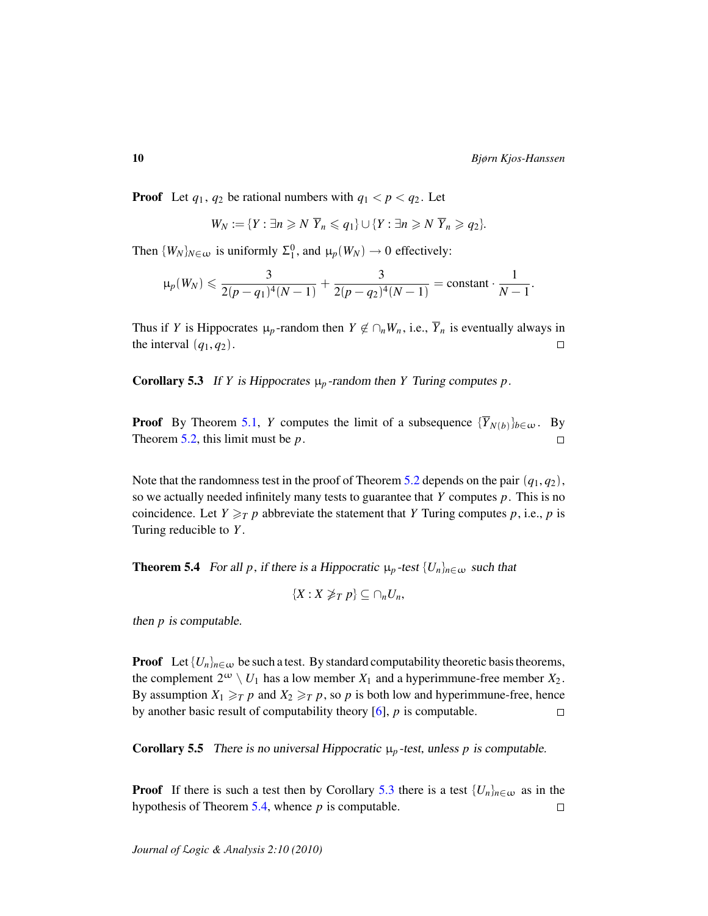**Proof** Let $q_1$, $q_2$ be rational numbers with $q_1 < p < q_2$. Let

$$W_N := \{Y : \exists n \geqslant N\ \overline{Y}_n \leqslant q_1\} \cup \{Y : \exists n \geqslant N\ \overline{Y}_n \geqslant q_2\}.$$

Then $\{W_N\}_{N\in\omega}$ is uniformly $\Sigma^0_1$, and $\mu_p(W_N) \to 0$ effectively:

$$\mu_p(W_N) \leqslant \frac{3}{2(p-q_1)^4(N-1)} + \frac{3}{2(p-q_2)^4(N-1)} = \text{constant} \cdot \frac{1}{N-1}.$$

Thus if $Y$ is Hippocrates $\mu_p$-random then $Y \notin \cap_n W_n$, i.e., $\overline{Y}_n$ is eventually always in the interval $(q_1, q_2)$. □

**Corollary 5.3** *If $Y$ is Hippocrates $\mu_p$-random then $Y$ Turing computes $p$.*

**Proof** By Theorem 5.1, $Y$ computes the limit of a subsequence $\{\overline{Y}_{N(b)}\}_{b\in\omega}$. By Theorem 5.2, this limit must be $p$. □

Note that the randomness test in the proof of Theorem 5.2 depends on the pair $(q_1, q_2)$, so we actually needed infinitely many tests to guarantee that $Y$ computes $p$. This is no coincidence. Let $Y \geqslant_T p$ abbreviate the statement that $Y$ Turing computes $p$, i.e., $p$ is Turing reducible to $Y$.

**Theorem 5.4** *For all $p$, if there is a Hippocratic $\mu_p$-test $\{U_n\}_{n\in\omega}$ such that*

$$\{X : X \not\geqslant_T p\} \subseteq \cap_n U_n,$$

*then $p$ is computable.*

**Proof** Let $\{U_n\}_{n\in\omega}$ be such a test. By standard computability theoretic basis theorems, the complement $2^\omega \setminus U_1$ has a low member $X_1$ and a hyperimmune-free member $X_2$. By assumption $X_1 \geqslant_T p$ and $X_2 \geqslant_T p$, so $p$ is both low and hyperimmune-free, hence by another basic result of computability theory [6], $p$ is computable. □

**Corollary 5.5** *There is no universal Hippocratic $\mu_p$-test, unless $p$ is computable.*

**Proof** If there is such a test then by Corollary 5.3 there is a test $\{U_n\}_{n\in\omega}$ as in the hypothesis of Theorem 5.4, whence $p$ is computable. □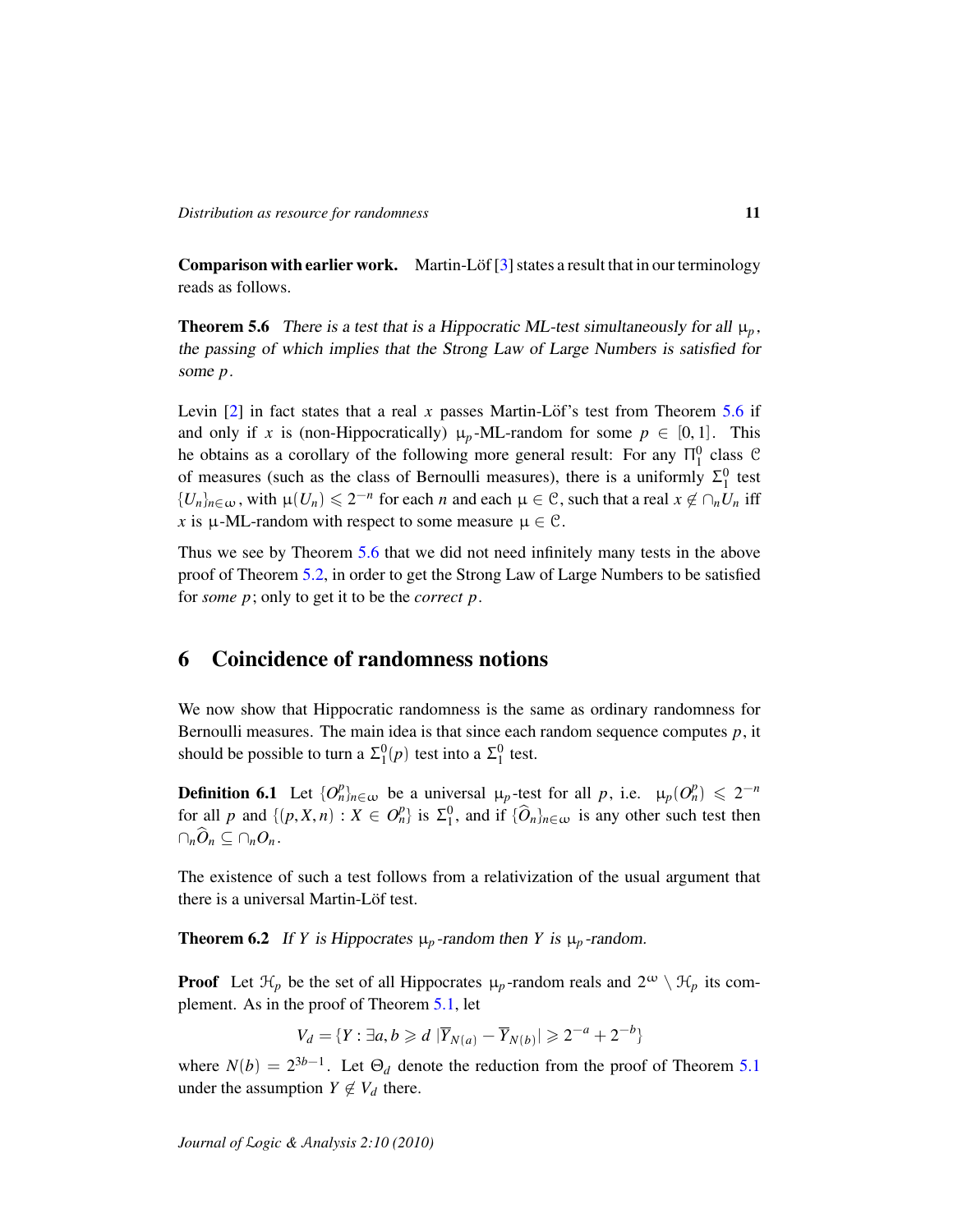**Comparison with earlier work.** Martin-Löf [3] states a result that in our terminology reads as follows.

**Theorem 5.6** *There is a test that is a Hippocratic ML-test simultaneously for all $\mu_p$, the passing of which implies that the Strong Law of Large Numbers is satisfied for some $p$.*

Levin [2] in fact states that a real $x$ passes Martin-Löf's test from Theorem 5.6 if and only if $x$ is (non-Hippocratically) $\mu_p$-ML-random for some $p \in [0,1]$. This he obtains as a corollary of the following more general result: For any $\Pi^0_1$ class $\mathcal{C}$ of measures (such as the class of Bernoulli measures), there is a uniformly $\Sigma^0_1$ test $\{U_n\}_{n\in\omega}$, with $\mu(U_n) \leqslant 2^{-n}$ for each $n$ and each $\mu \in \mathcal{C}$, such that a real $x \notin \cap_n U_n$ iff $x$ is $\mu$-ML-random with respect to some measure $\mu \in \mathcal{C}$.

Thus we see by Theorem 5.6 that we did not need infinitely many tests in the above proof of Theorem 5.2, in order to get the Strong Law of Large Numbers to be satisfied for *some* $p$; only to get it to be the *correct* $p$.

## 6 Coincidence of randomness notions

We now show that Hippocratic randomness is the same as ordinary randomness for Bernoulli measures. The main idea is that since each random sequence computes $p$, it should be possible to turn a $\Sigma^0_1(p)$ test into a $\Sigma^0_1$ test.

**Definition 6.1** Let $\{O^p_n\}_{n\in\omega}$ be a universal $\mu_p$-test for all $p$, i.e. $\mu_p(O^p_n) \leqslant 2^{-n}$ for all $p$ and $\{(p,X,n) : X \in O^p_n\}$ is $\Sigma^0_1$, and if $\{\widehat{O}_n\}_{n\in\omega}$ is any other such test then $\cap_n \widehat{O}_n \subseteq \cap_n O_n$.

The existence of such a test follows from a relativization of the usual argument that there is a universal Martin-Löf test.

**Theorem 6.2** *If $Y$ is Hippocrates $\mu_p$-random then $Y$ is $\mu_p$-random.*

**Proof** Let $\mathcal{H}_p$ be the set of all Hippocrates $\mu_p$-random reals and $2^\omega \setminus \mathcal{H}_p$ its complement. As in the proof of Theorem 5.1, let

$$V_d = \{Y : \exists a,b \geqslant d \ |\overline{Y}_{N(a)} - \overline{Y}_{N(b)}| \geqslant 2^{-a} + 2^{-b}\}$$

where $N(b) = 2^{3b-1}$. Let $\Theta_d$ denote the reduction from the proof of Theorem 5.1 under the assumption $Y \notin V_d$ there.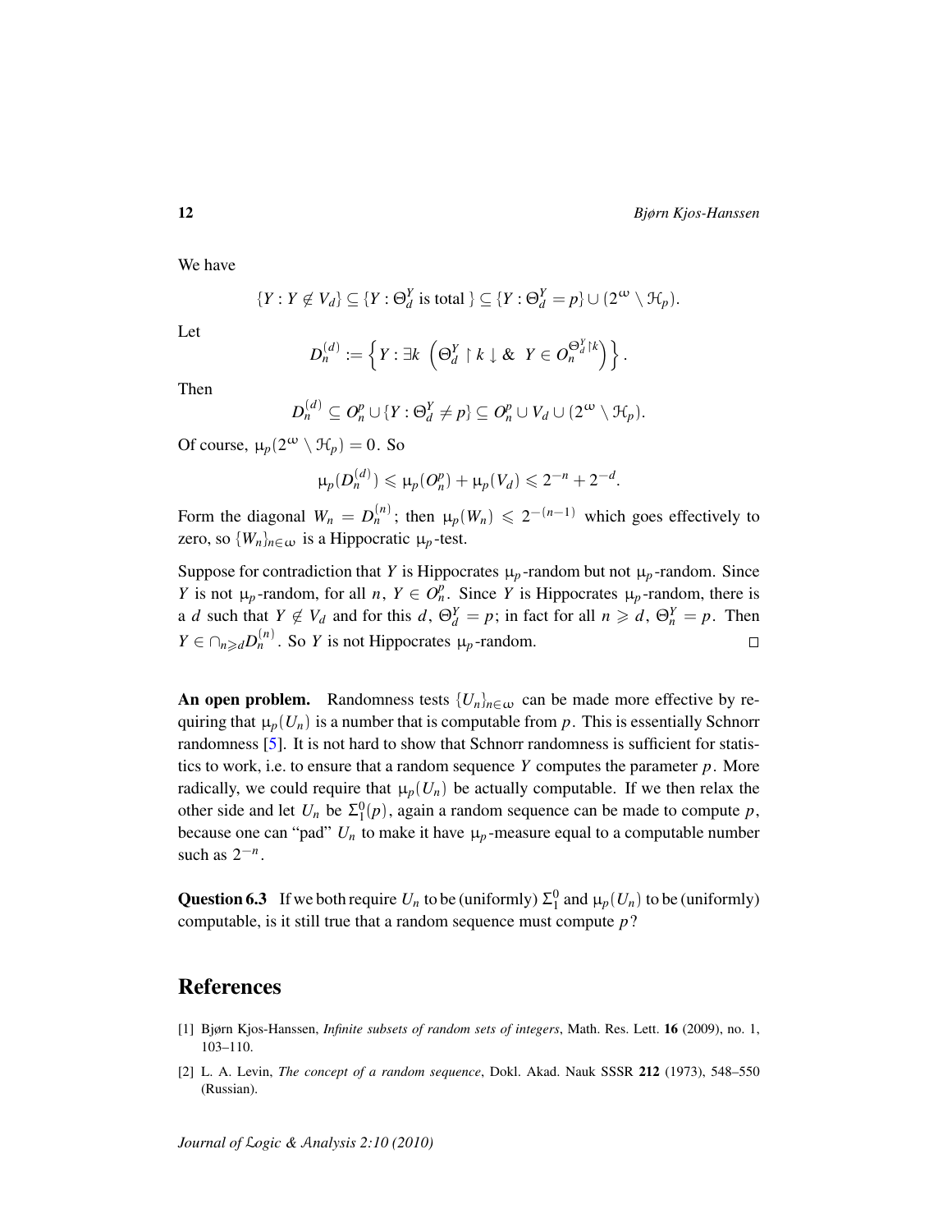We have

$$\{Y : Y \notin V_d\} \subseteq \{Y : \Theta_d^Y \text{ is total }\} \subseteq \{Y : \Theta_d^Y = p\} \cup (2^\omega \setminus \mathcal{H}_p).$$

Let

$$D_n^{(d)} := \left\{ Y : \exists k \ \left( \Theta_d^Y \upharpoonright k \downarrow \ \& \ \ Y \in O_n^{\Theta_d^Y \upharpoonright k} \right) \right\}.$$

Then

$$D_n^{(d)} \subseteq O_n^p \cup \{Y : \Theta_d^Y \neq p\} \subseteq O_n^p \cup V_d \cup (2^\omega \setminus \mathcal{H}_p).$$

Of course, $\mu_p(2^\omega \setminus \mathcal{H}_p) = 0$. So

$$\mu_p(D_n^{(d)}) \leqslant \mu_p(O_n^p) + \mu_p(V_d) \leqslant 2^{-n} + 2^{-d}.$$

Form the diagonal $W_n = D_n^{(n)}$; then $\mu_p(W_n) \leqslant 2^{-(n-1)}$ which goes effectively to zero, so $\{W_n\}_{n\in\omega}$ is a Hippocratic $\mu_p$-test.

Suppose for contradiction that $Y$ is Hippocrates $\mu_p$-random but not $\mu_p$-random. Since $Y$ is not $\mu_p$-random, for all $n$, $Y \in O_n^p$. Since $Y$ is Hippocrates $\mu_p$-random, there is a $d$ such that $Y \notin V_d$ and for this $d$, $\Theta_d^Y = p$; in fact for all $n \geqslant d$, $\Theta_n^Y = p$. Then $Y \in \cap_{n \geqslant d} D_n^{(n)}$. So $Y$ is not Hippocrates $\mu_p$-random. □

**An open problem.** Randomness tests $\{U_n\}_{n\in\omega}$ can be made more effective by requiring that $\mu_p(U_n)$ is a number that is computable from $p$. This is essentially Schnorr randomness [5]. It is not hard to show that Schnorr randomness is sufficient for statistics to work, i.e. to ensure that a random sequence $Y$ computes the parameter $p$. More radically, we could require that $\mu_p(U_n)$ be actually computable. If we then relax the other side and let $U_n$ be $\Sigma_1^0(p)$, again a random sequence can be made to compute $p$, because one can "pad" $U_n$ to make it have $\mu_p$-measure equal to a computable number such as $2^{-n}$.

**Question 6.3** If we both require $U_n$ to be (uniformly) $\Sigma_1^0$ and $\mu_p(U_n)$ to be (uniformly) computable, is it still true that a random sequence must compute $p$?

## References

[1] Bjørn Kjos-Hanssen, *Infinite subsets of random sets of integers*, Math. Res. Lett. **16** (2009), no. 1, 103–110.

[2] L. A. Levin, *The concept of a random sequence*, Dokl. Akad. Nauk SSSR **212** (1973), 548–550 (Russian).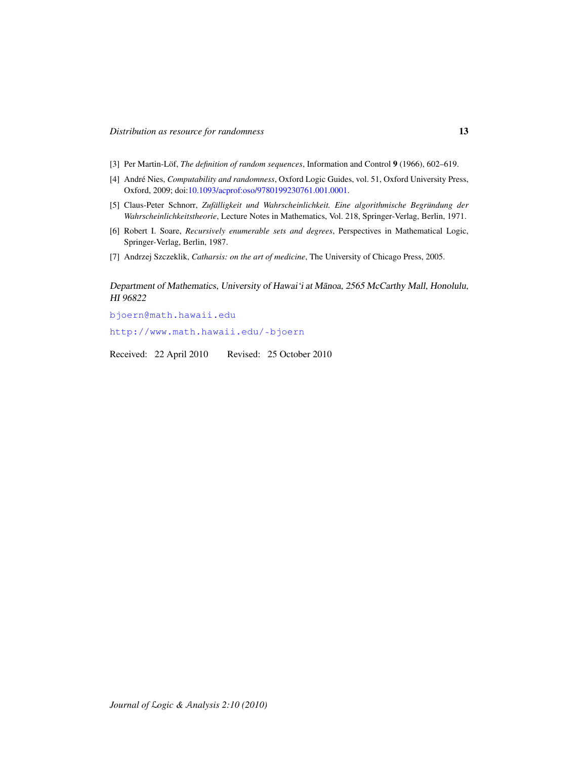[3] Per Martin-Löf, *The definition of random sequences*, Information and Control **9** (1966), 602–619.

[4] André Nies, *Computability and randomness*, Oxford Logic Guides, vol. 51, Oxford University Press, Oxford, 2009; doi:10.1093/acprof:oso/9780199230761.001.0001.

[5] Claus-Peter Schnorr, *Zufälligkeit und Wahrscheinlichkeit. Eine algorithmische Begründung der Wahrscheinlichkeitstheorie*, Lecture Notes in Mathematics, Vol. 218, Springer-Verlag, Berlin, 1971.

[6] Robert I. Soare, *Recursively enumerable sets and degrees*, Perspectives in Mathematical Logic, Springer-Verlag, Berlin, 1987.

[7] Andrzej Szczeklik, *Catharsis: on the art of medicine*, The University of Chicago Press, 2005.

*Department of Mathematics, University of Hawai'i at Mānoa, 2565 McCarthy Mall, Honolulu, HI 96822*

bjoern@math.hawaii.edu

http://www.math.hawaii.edu/~bjoern

Received: 22 April 2010 Revised: 25 October 2010